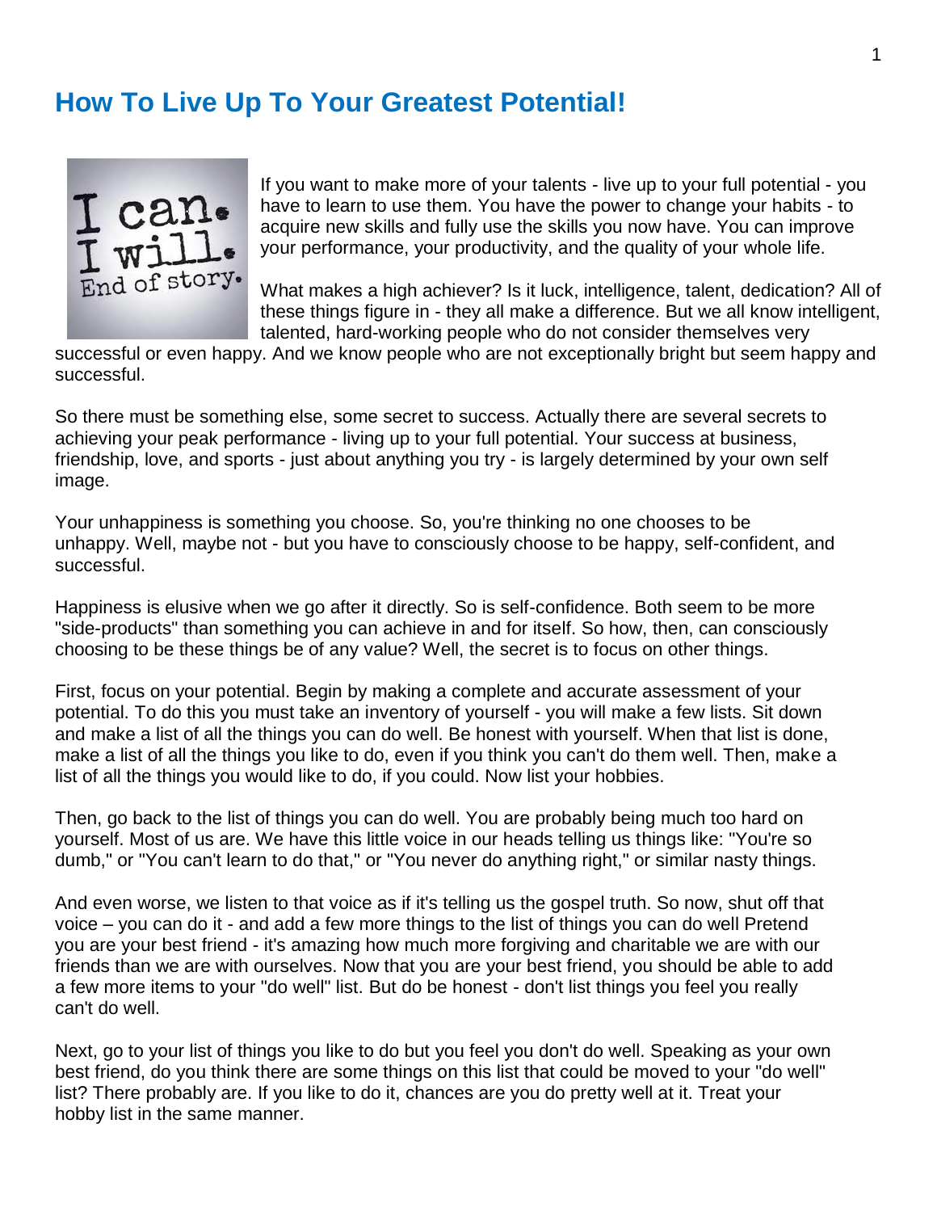# How To Live Up To Your Greatest Potential!

If you want to make more of your talents - live up to your full potential - you have to learn to use them. You have the power to change your habits - to acquire new skills and fully use the skills you now have. You can improve your performance, your productivity, and the quality of your whole life.

What makes a high achiever? Is it luck, intelligence, talent, dedication? All of these things figure in - they all make a difference. But we all know intelligent, talented, hard-working people who do not consider themselves very successful or even happy. And we know people who are not exceptionally bright but seem happy and successful.

So there must be something else, some secret to success. Actually there are several secrets to achieving your peak performance - living up to your full potential. Your success at business, friendship, love, and sports - just about anything you try - is largely determined by your own self image.

Your unhappiness is something you choose. So, you're thinking no one chooses to be unhappy. Well, maybe not - but you have to consciously choose to be happy, self-confident, and successful.

Happiness is elusive when we go after it directly. So is self-confidence. Both seem to be more "side-products" than something you can achieve in and for itself. So how, then, can consciously choosing to be these things be of any value? Well, the secret is to focus on other things.

First, focus on your potential. Begin by making a complete and accurate assessment of your potential. To do this you must take an inventory of yourself - you will make a few lists. Sit down and make a list of all the things you can do well. Be honest with yourself. When that list is done, make a list of all the things you like to do, even if you think you can't do them well. Then, make a list of all the things you would like to do, if you could. Now list your hobbies.

Then, go back to the list of things you can do well. You are probably being much too hard on yourself. Most of us are. We have this little voice in our heads telling us things like: "You're so dumb," or "You can't learn to do that," or "You never do anything right," or similar nasty things.

And even worse, we listen to that voice as if it's telling us the gospel truth. So now, shut off that voice – you can do it - and add a few more things to the list of things you can do well Pretend you are your best friend - it's amazing how much more forgiving and charitable we are with our friends than we are with ourselves. Now that you are your best friend, you should be able to add a few more items to your "do well" list. But do be honest - don't list things you feel you really can't do well.

Next, go to your list of things you like to do but you feel you don't do well. Speaking as your own best friend, do you think there are some things on this list that could be moved to your "do well" list? There probably are. If you like to do it, chances are you do pretty well at it. Treat your hobby list in the same manner.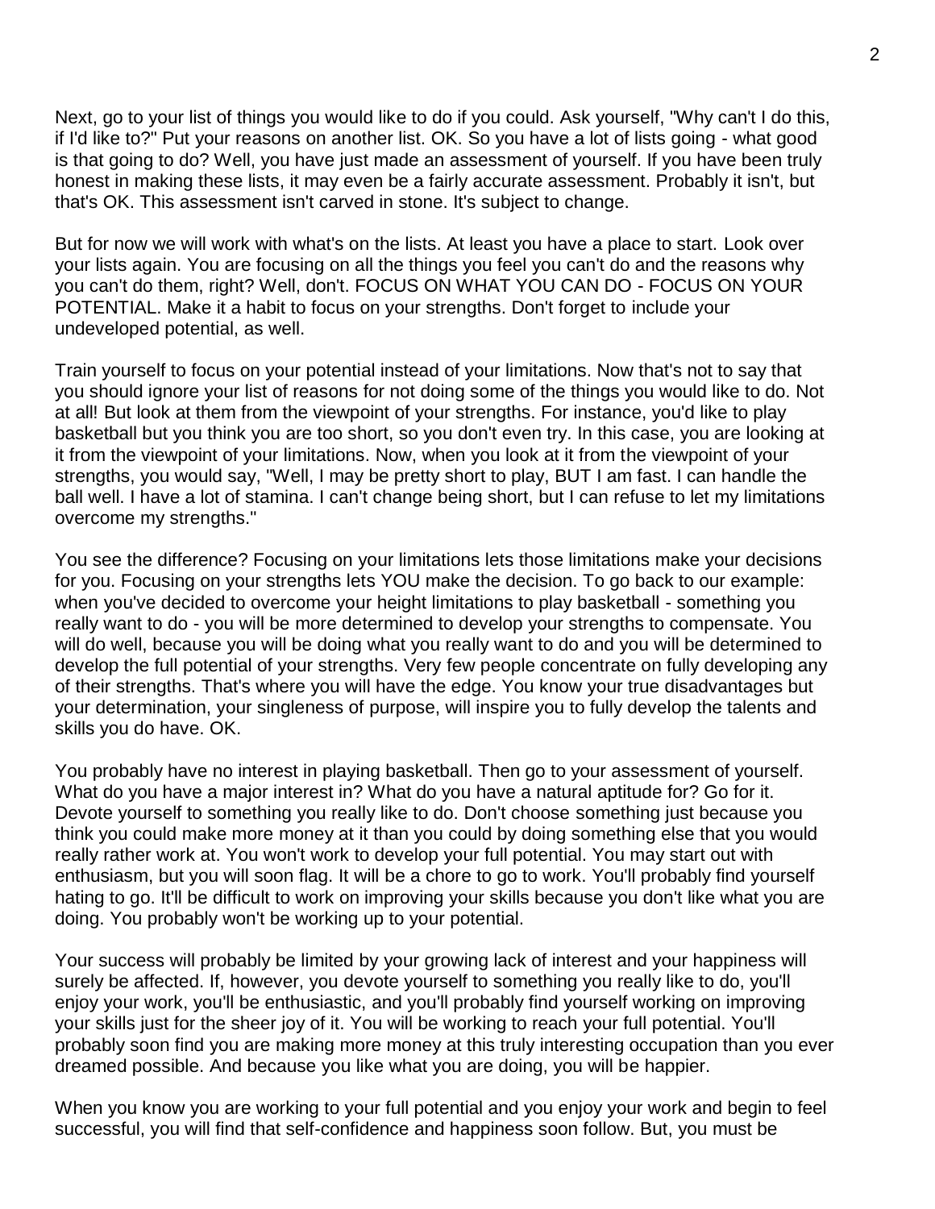Next, go to your list of things you would like to do if you could. Ask yourself, "Why can't I do this, if I'd like to?" Put your reasons on another list. OK. So you have a lot of lists going - what good is that going to do? Well, you have just made an assessment of yourself. If you have been truly honest in making these lists, it may even be a fairly accurate assessment. Probably it isn't, but that's OK. This assessment isn't carved in stone. It's subject to change.

But for now we will work with what's on the lists. At least you have a place to start. Look over your lists again. You are focusing on all the things you feel you can't do and the reasons why you can't do them, right? Well, don't. FOCUS ON WHAT YOU CAN DO - FOCUS ON YOUR POTENTIAL. Make it a habit to focus on your strengths. Don't forget to include your undeveloped potential, as well.

Train yourself to focus on your potential instead of your limitations. Now that's not to say that you should ignore your list of reasons for not doing some of the things you would like to do. Not at all! But look at them from the viewpoint of your strengths. For instance, you'd like to play basketball but you think you are too short, so you don't even try. In this case, you are looking at it from the viewpoint of your limitations. Now, when you look at it from the viewpoint of your strengths, you would say, "Well, I may be pretty short to play, BUT I am fast. I can handle the ball well. I have a lot of stamina. I can't change being short, but I can refuse to let my limitations overcome my strengths."

You see the difference? Focusing on your limitations lets those limitations make your decisions for you. Focusing on your strengths lets YOU make the decision. To go back to our example: when you've decided to overcome your height limitations to play basketball - something you really want to do - you will be more determined to develop your strengths to compensate. You will do well, because you will be doing what you really want to do and you will be determined to develop the full potential of your strengths. Very few people concentrate on fully developing any of their strengths. That's where you will have the edge. You know your true disadvantages but your determination, your singleness of purpose, will inspire you to fully develop the talents and skills you do have. OK.

You probably have no interest in playing basketball. Then go to your assessment of yourself. What do you have a major interest in? What do you have a natural aptitude for? Go for it. Devote yourself to something you really like to do. Don't choose something just because you think you could make more money at it than you could by doing something else that you would really rather work at. You won't work to develop your full potential. You may start out with enthusiasm, but you will soon flag. It will be a chore to go to work. You'll probably find yourself hating to go. It'll be difficult to work on improving your skills because you don't like what you are doing. You probably won't be working up to your potential.

Your success will probably be limited by your growing lack of interest and your happiness will surely be affected. If, however, you devote yourself to something you really like to do, you'll enjoy your work, you'll be enthusiastic, and you'll probably find yourself working on improving your skills just for the sheer joy of it. You will be working to reach your full potential. You'll probably soon find you are making more money at this truly interesting occupation than you ever dreamed possible. And because you like what you are doing, you will be happier.

When you know you are working to your full potential and you enjoy your work and begin to feel successful, you will find that self-confidence and happiness soon follow. But, you must be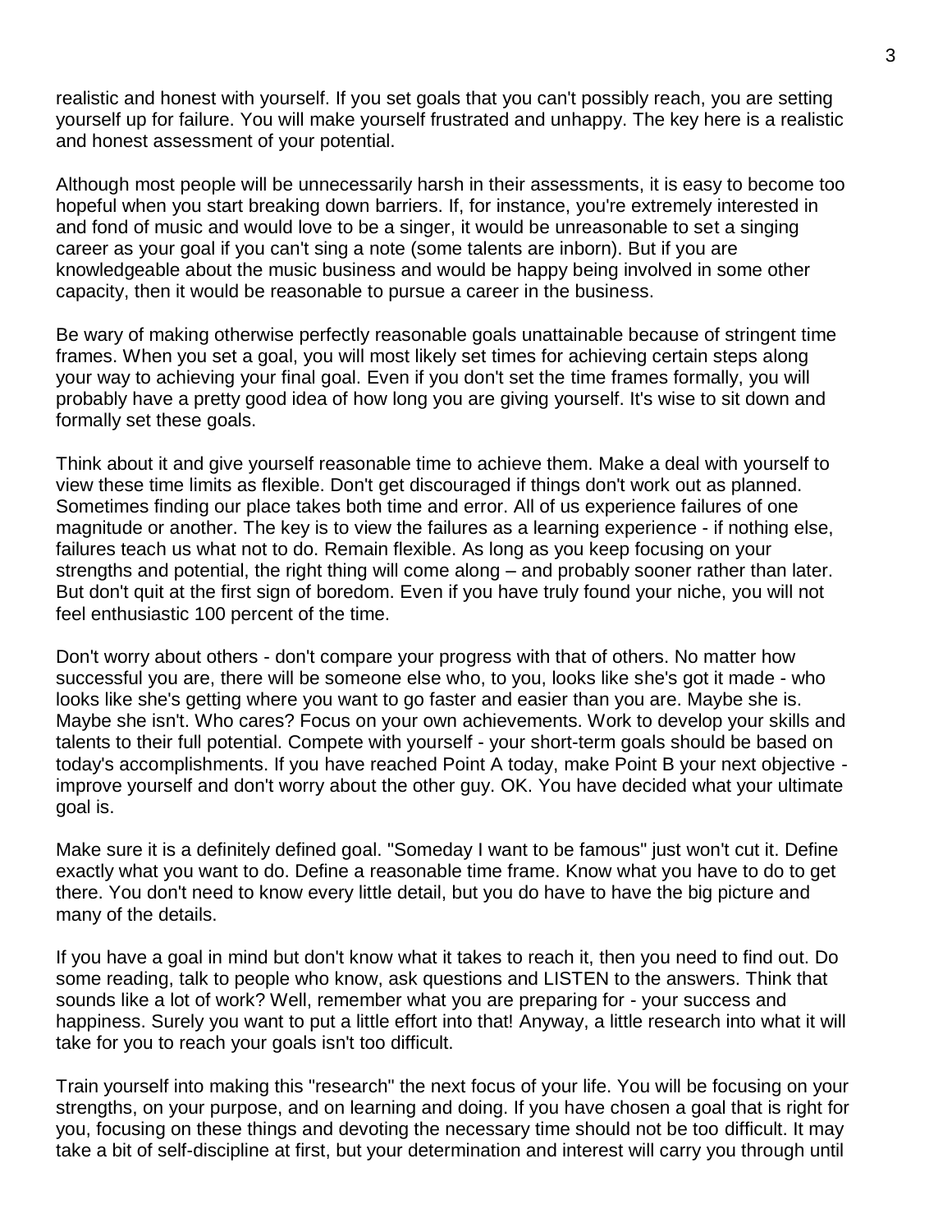realistic and honest with yourself. If you set goals that you can't possibly reach, you are setting yourself up for failure. You will make yourself frustrated and unhappy. The key here is a realistic and honest assessment of your potential.

Although most people will be unnecessarily harsh in their assessments, it is easy to become too hopeful when you start breaking down barriers. If, for instance, you're extremely interested in and fond of music and would love to be a singer, it would be unreasonable to set a singing career as your goal if you can't sing a note (some talents are inborn). But if you are knowledgeable about the music business and would be happy being involved in some other capacity, then it would be reasonable to pursue a career in the business.

Be wary of making otherwise perfectly reasonable goals unattainable because of stringent time frames. When you set a goal, you will most likely set times for achieving certain steps along your way to achieving your final goal. Even if you don't set the time frames formally, you will probably have a pretty good idea of how long you are giving yourself. It's wise to sit down and formally set these goals.

Think about it and give yourself reasonable time to achieve them. Make a deal with yourself to view these time limits as flexible. Don't get discouraged if things don't work out as planned. Sometimes finding our place takes both time and error. All of us experience failures of one magnitude or another. The key is to view the failures as a learning experience - if nothing else, failures teach us what not to do. Remain flexible. As long as you keep focusing on your strengths and potential, the right thing will come along – and probably sooner rather than later. But don't quit at the first sign of boredom. Even if you have truly found your niche, you will not feel enthusiastic 100 percent of the time.

Don't worry about others - don't compare your progress with that of others. No matter how successful you are, there will be someone else who, to you, looks like she's got it made - who looks like she's getting where you want to go faster and easier than you are. Maybe she is. Maybe she isn't. Who cares? Focus on your own achievements. Work to develop your skills and talents to their full potential. Compete with yourself - your short-term goals should be based on today's accomplishments. If you have reached Point A today, make Point B your next objective - improve yourself and don't worry about the other guy. OK. You have decided what your ultimate goal is.

Make sure it is a definitely defined goal. "Someday I want to be famous" just won't cut it. Define exactly what you want to do. Define a reasonable time frame. Know what you have to do to get there. You don't need to know every little detail, but you do have to have the big picture and many of the details.

If you have a goal in mind but don't know what it takes to reach it, then you need to find out. Do some reading, talk to people who know, ask questions and LISTEN to the answers. Think that sounds like a lot of work? Well, remember what you are preparing for - your success and happiness. Surely you want to put a little effort into that! Anyway, a little research into what it will take for you to reach your goals isn't too difficult.

Train yourself into making this "research" the next focus of your life. You will be focusing on your strengths, on your purpose, and on learning and doing. If you have chosen a goal that is right for you, focusing on these things and devoting the necessary time should not be too difficult. It may take a bit of self-discipline at first, but your determination and interest will carry you through until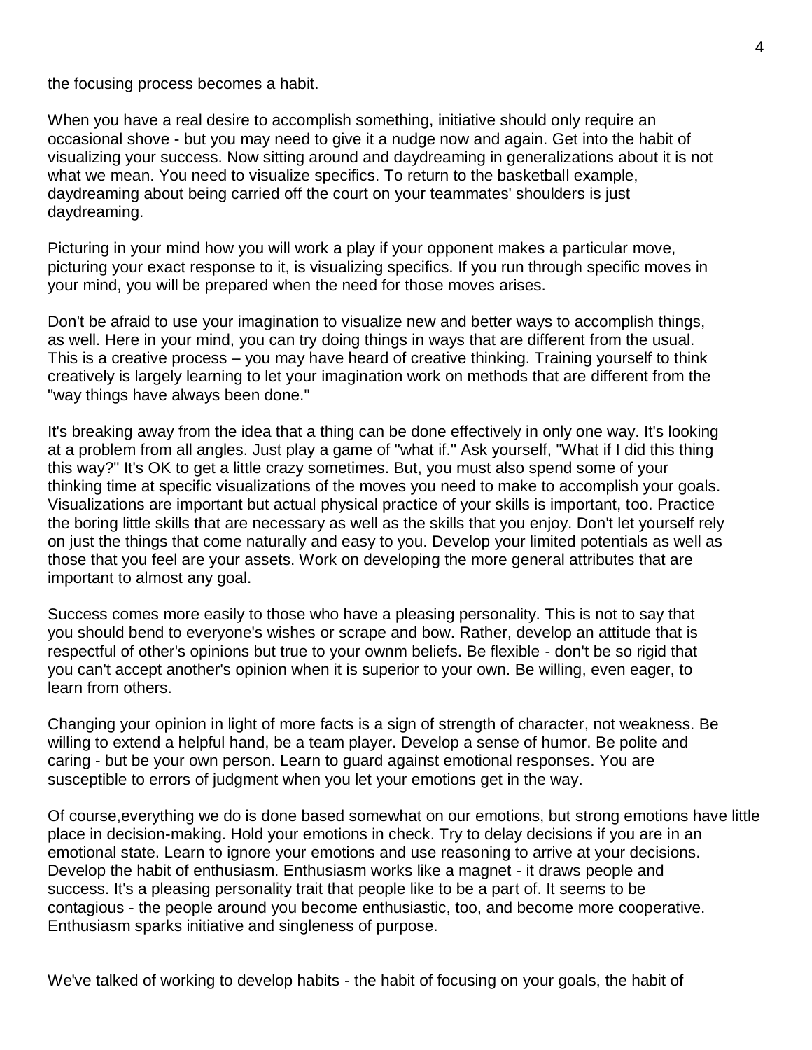the focusing process becomes a habit.

When you have a real desire to accomplish something, initiative should only require an occasional shove - but you may need to give it a nudge now and again. Get into the habit of visualizing your success. Now sitting around and daydreaming in generalizations about it is not what we mean. You need to visualize specifics. To return to the basketball example, daydreaming about being carried off the court on your teammates' shoulders is just daydreaming.

Picturing in your mind how you will work a play if your opponent makes a particular move, picturing your exact response to it, is visualizing specifics. If you run through specific moves in your mind, you will be prepared when the need for those moves arises.

Don't be afraid to use your imagination to visualize new and better ways to accomplish things, as well. Here in your mind, you can try doing things in ways that are different from the usual. This is a creative process – you may have heard of creative thinking. Training yourself to think creatively is largely learning to let your imagination work on methods that are different from the "way things have always been done."

It's breaking away from the idea that a thing can be done effectively in only one way. It's looking at a problem from all angles. Just play a game of "what if." Ask yourself, "What if I did this thing this way?" It's OK to get a little crazy sometimes. But, you must also spend some of your thinking time at specific visualizations of the moves you need to make to accomplish your goals. Visualizations are important but actual physical practice of your skills is important, too. Practice the boring little skills that are necessary as well as the skills that you enjoy. Don't let yourself rely on just the things that come naturally and easy to you. Develop your limited potentials as well as those that you feel are your assets. Work on developing the more general attributes that are important to almost any goal.

Success comes more easily to those who have a pleasing personality. This is not to say that you should bend to everyone's wishes or scrape and bow. Rather, develop an attitude that is respectful of other's opinions but true to your ownm beliefs. Be flexible - don't be so rigid that you can't accept another's opinion when it is superior to your own. Be willing, even eager, to learn from others.

Changing your opinion in light of more facts is a sign of strength of character, not weakness. Be willing to extend a helpful hand, be a team player. Develop a sense of humor. Be polite and caring - but be your own person. Learn to guard against emotional responses. You are susceptible to errors of judgment when you let your emotions get in the way.

Of course,everything we do is done based somewhat on our emotions, but strong emotions have little place in decision-making. Hold your emotions in check. Try to delay decisions if you are in an emotional state. Learn to ignore your emotions and use reasoning to arrive at your decisions. Develop the habit of enthusiasm. Enthusiasm works like a magnet - it draws people and success. It's a pleasing personality trait that people like to be a part of. It seems to be contagious - the people around you become enthusiastic, too, and become more cooperative. Enthusiasm sparks initiative and singleness of purpose.

We've talked of working to develop habits - the habit of focusing on your goals, the habit of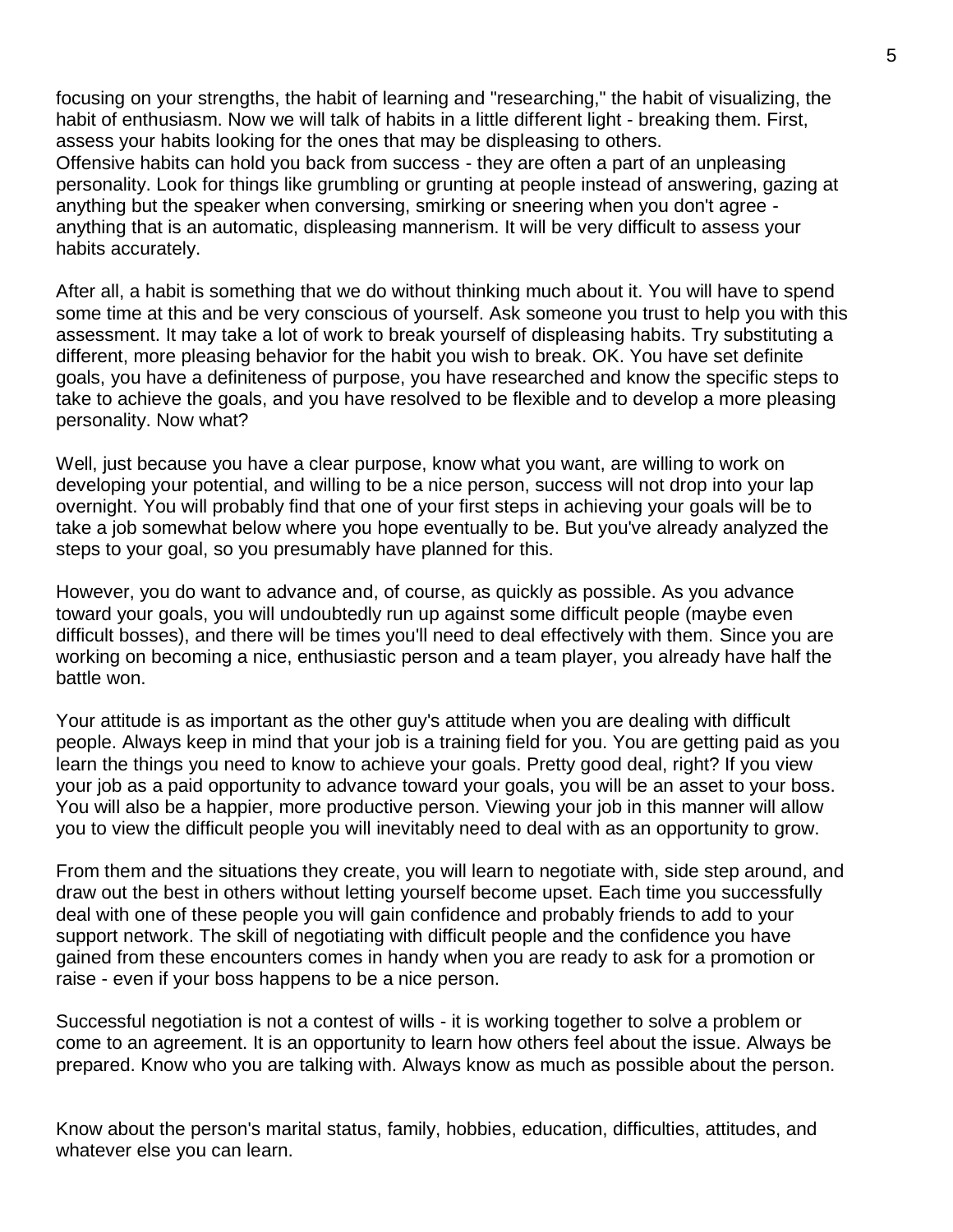focusing on your strengths, the habit of learning and "researching," the habit of visualizing, the habit of enthusiasm. Now we will talk of habits in a little different light - breaking them. First, assess your habits looking for the ones that may be displeasing to others.
Offensive habits can hold you back from success - they are often a part of an unpleasing personality. Look for things like grumbling or grunting at people instead of answering, gazing at anything but the speaker when conversing, smirking or sneering when you don't agree - anything that is an automatic, displeasing mannerism. It will be very difficult to assess your habits accurately.

After all, a habit is something that we do without thinking much about it. You will have to spend some time at this and be very conscious of yourself. Ask someone you trust to help you with this assessment. It may take a lot of work to break yourself of displeasing habits. Try substituting a different, more pleasing behavior for the habit you wish to break. OK. You have set definite goals, you have a definiteness of purpose, you have researched and know the specific steps to take to achieve the goals, and you have resolved to be flexible and to develop a more pleasing personality. Now what?

Well, just because you have a clear purpose, know what you want, are willing to work on developing your potential, and willing to be a nice person, success will not drop into your lap overnight. You will probably find that one of your first steps in achieving your goals will be to take a job somewhat below where you hope eventually to be. But you've already analyzed the steps to your goal, so you presumably have planned for this.

However, you do want to advance and, of course, as quickly as possible. As you advance toward your goals, you will undoubtedly run up against some difficult people (maybe even difficult bosses), and there will be times you'll need to deal effectively with them. Since you are working on becoming a nice, enthusiastic person and a team player, you already have half the battle won.

Your attitude is as important as the other guy's attitude when you are dealing with difficult people. Always keep in mind that your job is a training field for you. You are getting paid as you learn the things you need to know to achieve your goals. Pretty good deal, right? If you view your job as a paid opportunity to advance toward your goals, you will be an asset to your boss. You will also be a happier, more productive person. Viewing your job in this manner will allow you to view the difficult people you will inevitably need to deal with as an opportunity to grow.

From them and the situations they create, you will learn to negotiate with, side step around, and draw out the best in others without letting yourself become upset. Each time you successfully deal with one of these people you will gain confidence and probably friends to add to your support network. The skill of negotiating with difficult people and the confidence you have gained from these encounters comes in handy when you are ready to ask for a promotion or raise - even if your boss happens to be a nice person.

Successful negotiation is not a contest of wills - it is working together to solve a problem or come to an agreement. It is an opportunity to learn how others feel about the issue. Always be prepared. Know who you are talking with. Always know as much as possible about the person.

Know about the person's marital status, family, hobbies, education, difficulties, attitudes, and whatever else you can learn.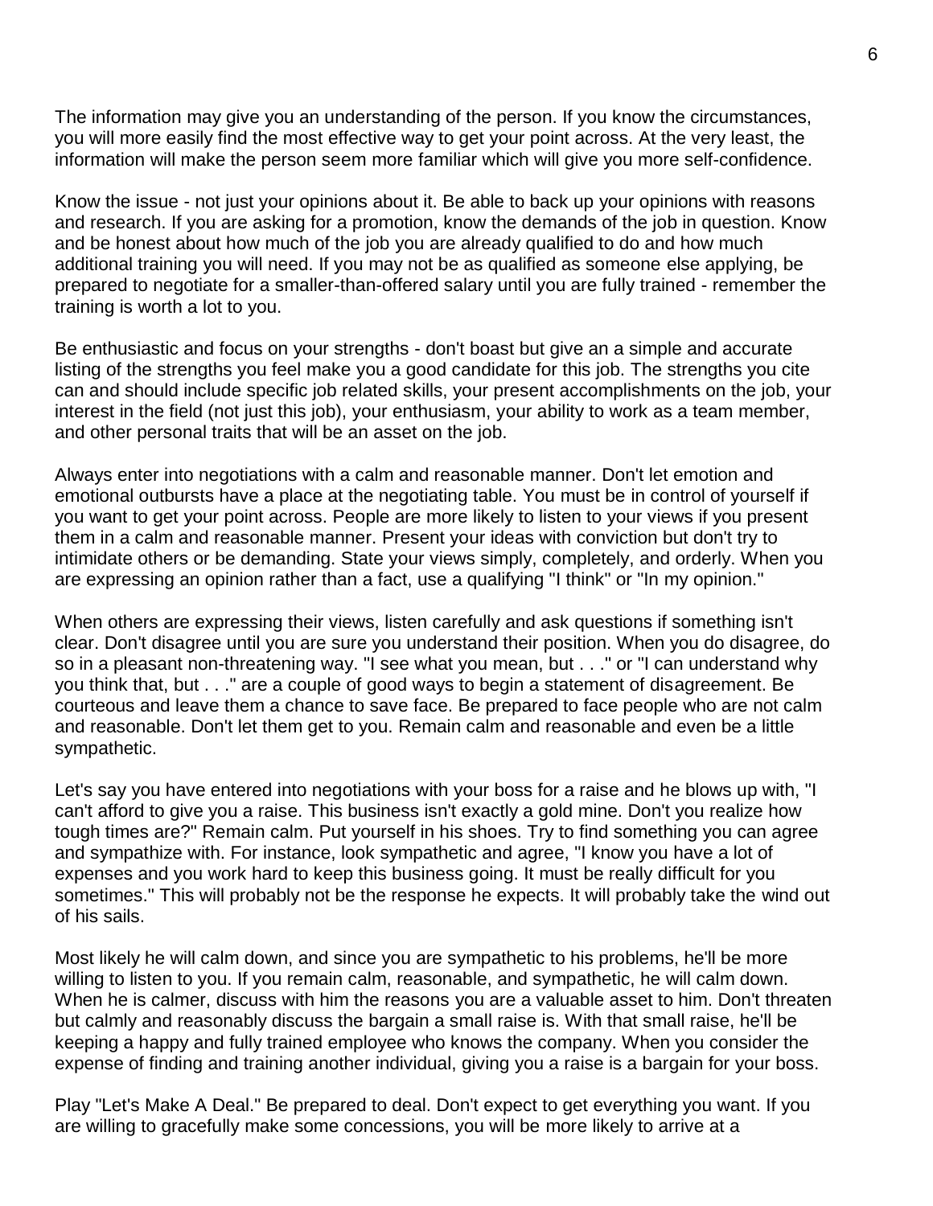The information may give you an understanding of the person. If you know the circumstances, you will more easily find the most effective way to get your point across. At the very least, the information will make the person seem more familiar which will give you more self-confidence.

Know the issue - not just your opinions about it. Be able to back up your opinions with reasons and research. If you are asking for a promotion, know the demands of the job in question. Know and be honest about how much of the job you are already qualified to do and how much additional training you will need. If you may not be as qualified as someone else applying, be prepared to negotiate for a smaller-than-offered salary until you are fully trained - remember the training is worth a lot to you.

Be enthusiastic and focus on your strengths - don't boast but give an a simple and accurate listing of the strengths you feel make you a good candidate for this job. The strengths you cite can and should include specific job related skills, your present accomplishments on the job, your interest in the field (not just this job), your enthusiasm, your ability to work as a team member, and other personal traits that will be an asset on the job.

Always enter into negotiations with a calm and reasonable manner. Don't let emotion and emotional outbursts have a place at the negotiating table. You must be in control of yourself if you want to get your point across. People are more likely to listen to your views if you present them in a calm and reasonable manner. Present your ideas with conviction but don't try to intimidate others or be demanding. State your views simply, completely, and orderly. When you are expressing an opinion rather than a fact, use a qualifying "I think" or "In my opinion."

When others are expressing their views, listen carefully and ask questions if something isn't clear. Don't disagree until you are sure you understand their position. When you do disagree, do so in a pleasant non-threatening way. "I see what you mean, but . . ." or "I can understand why you think that, but . . ." are a couple of good ways to begin a statement of disagreement. Be courteous and leave them a chance to save face. Be prepared to face people who are not calm and reasonable. Don't let them get to you. Remain calm and reasonable and even be a little sympathetic.

Let's say you have entered into negotiations with your boss for a raise and he blows up with, "I can't afford to give you a raise. This business isn't exactly a gold mine. Don't you realize how tough times are?" Remain calm. Put yourself in his shoes. Try to find something you can agree and sympathize with. For instance, look sympathetic and agree, "I know you have a lot of expenses and you work hard to keep this business going. It must be really difficult for you sometimes." This will probably not be the response he expects. It will probably take the wind out of his sails.

Most likely he will calm down, and since you are sympathetic to his problems, he'll be more willing to listen to you. If you remain calm, reasonable, and sympathetic, he will calm down. When he is calmer, discuss with him the reasons you are a valuable asset to him. Don't threaten but calmly and reasonably discuss the bargain a small raise is. With that small raise, he'll be keeping a happy and fully trained employee who knows the company. When you consider the expense of finding and training another individual, giving you a raise is a bargain for your boss.

Play "Let's Make A Deal." Be prepared to deal. Don't expect to get everything you want. If you are willing to gracefully make some concessions, you will be more likely to arrive at a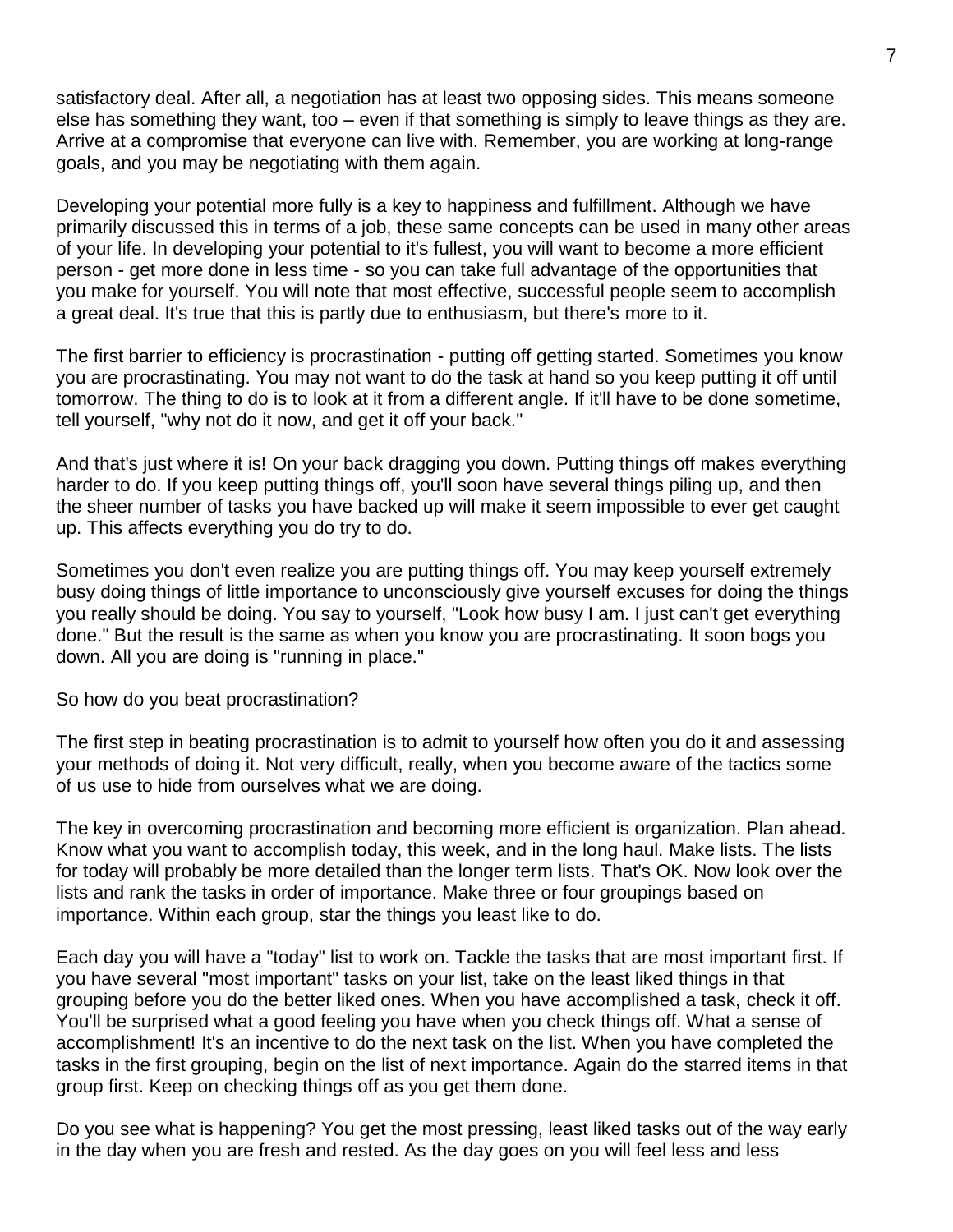satisfactory deal. After all, a negotiation has at least two opposing sides. This means someone else has something they want, too – even if that something is simply to leave things as they are. Arrive at a compromise that everyone can live with. Remember, you are working at long-range goals, and you may be negotiating with them again.

Developing your potential more fully is a key to happiness and fulfillment. Although we have primarily discussed this in terms of a job, these same concepts can be used in many other areas of your life. In developing your potential to it's fullest, you will want to become a more efficient person - get more done in less time - so you can take full advantage of the opportunities that you make for yourself. You will note that most effective, successful people seem to accomplish a great deal. It's true that this is partly due to enthusiasm, but there's more to it.

The first barrier to efficiency is procrastination - putting off getting started. Sometimes you know you are procrastinating. You may not want to do the task at hand so you keep putting it off until tomorrow. The thing to do is to look at it from a different angle. If it'll have to be done sometime, tell yourself, "why not do it now, and get it off your back."

And that's just where it is! On your back dragging you down. Putting things off makes everything harder to do. If you keep putting things off, you'll soon have several things piling up, and then the sheer number of tasks you have backed up will make it seem impossible to ever get caught up. This affects everything you do try to do.

Sometimes you don't even realize you are putting things off. You may keep yourself extremely busy doing things of little importance to unconsciously give yourself excuses for doing the things you really should be doing. You say to yourself, "Look how busy I am. I just can't get everything done." But the result is the same as when you know you are procrastinating. It soon bogs you down. All you are doing is "running in place."

So how do you beat procrastination?

The first step in beating procrastination is to admit to yourself how often you do it and assessing your methods of doing it. Not very difficult, really, when you become aware of the tactics some of us use to hide from ourselves what we are doing.

The key in overcoming procrastination and becoming more efficient is organization. Plan ahead. Know what you want to accomplish today, this week, and in the long haul. Make lists. The lists for today will probably be more detailed than the longer term lists. That's OK. Now look over the lists and rank the tasks in order of importance. Make three or four groupings based on importance. Within each group, star the things you least like to do.

Each day you will have a "today" list to work on. Tackle the tasks that are most important first. If you have several "most important" tasks on your list, take on the least liked things in that grouping before you do the better liked ones. When you have accomplished a task, check it off. You'll be surprised what a good feeling you have when you check things off. What a sense of accomplishment! It's an incentive to do the next task on the list. When you have completed the tasks in the first grouping, begin on the list of next importance. Again do the starred items in that group first. Keep on checking things off as you get them done.

Do you see what is happening? You get the most pressing, least liked tasks out of the way early in the day when you are fresh and rested. As the day goes on you will feel less and less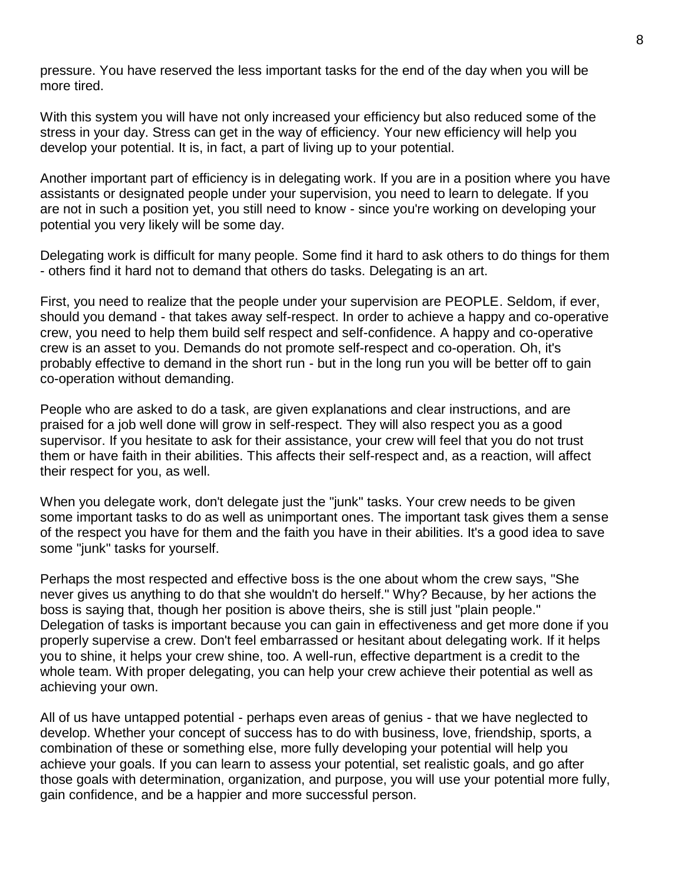pressure. You have reserved the less important tasks for the end of the day when you will be more tired.

With this system you will have not only increased your efficiency but also reduced some of the stress in your day. Stress can get in the way of efficiency. Your new efficiency will help you develop your potential. It is, in fact, a part of living up to your potential.

Another important part of efficiency is in delegating work. If you are in a position where you have assistants or designated people under your supervision, you need to learn to delegate. If you are not in such a position yet, you still need to know - since you're working on developing your potential you very likely will be some day.

Delegating work is difficult for many people. Some find it hard to ask others to do things for them - others find it hard not to demand that others do tasks. Delegating is an art.

First, you need to realize that the people under your supervision are PEOPLE. Seldom, if ever, should you demand - that takes away self-respect. In order to achieve a happy and co-operative crew, you need to help them build self respect and self-confidence. A happy and co-operative crew is an asset to you. Demands do not promote self-respect and co-operation. Oh, it's probably effective to demand in the short run - but in the long run you will be better off to gain co-operation without demanding.

People who are asked to do a task, are given explanations and clear instructions, and are praised for a job well done will grow in self-respect. They will also respect you as a good supervisor. If you hesitate to ask for their assistance, your crew will feel that you do not trust them or have faith in their abilities. This affects their self-respect and, as a reaction, will affect their respect for you, as well.

When you delegate work, don't delegate just the "junk" tasks. Your crew needs to be given some important tasks to do as well as unimportant ones. The important task gives them a sense of the respect you have for them and the faith you have in their abilities. It's a good idea to save some "junk" tasks for yourself.

Perhaps the most respected and effective boss is the one about whom the crew says, "She never gives us anything to do that she wouldn't do herself." Why? Because, by her actions the boss is saying that, though her position is above theirs, she is still just "plain people." Delegation of tasks is important because you can gain in effectiveness and get more done if you properly supervise a crew. Don't feel embarrassed or hesitant about delegating work. If it helps you to shine, it helps your crew shine, too. A well-run, effective department is a credit to the whole team. With proper delegating, you can help your crew achieve their potential as well as achieving your own.

All of us have untapped potential - perhaps even areas of genius - that we have neglected to develop. Whether your concept of success has to do with business, love, friendship, sports, a combination of these or something else, more fully developing your potential will help you achieve your goals. If you can learn to assess your potential, set realistic goals, and go after those goals with determination, organization, and purpose, you will use your potential more fully, gain confidence, and be a happier and more successful person.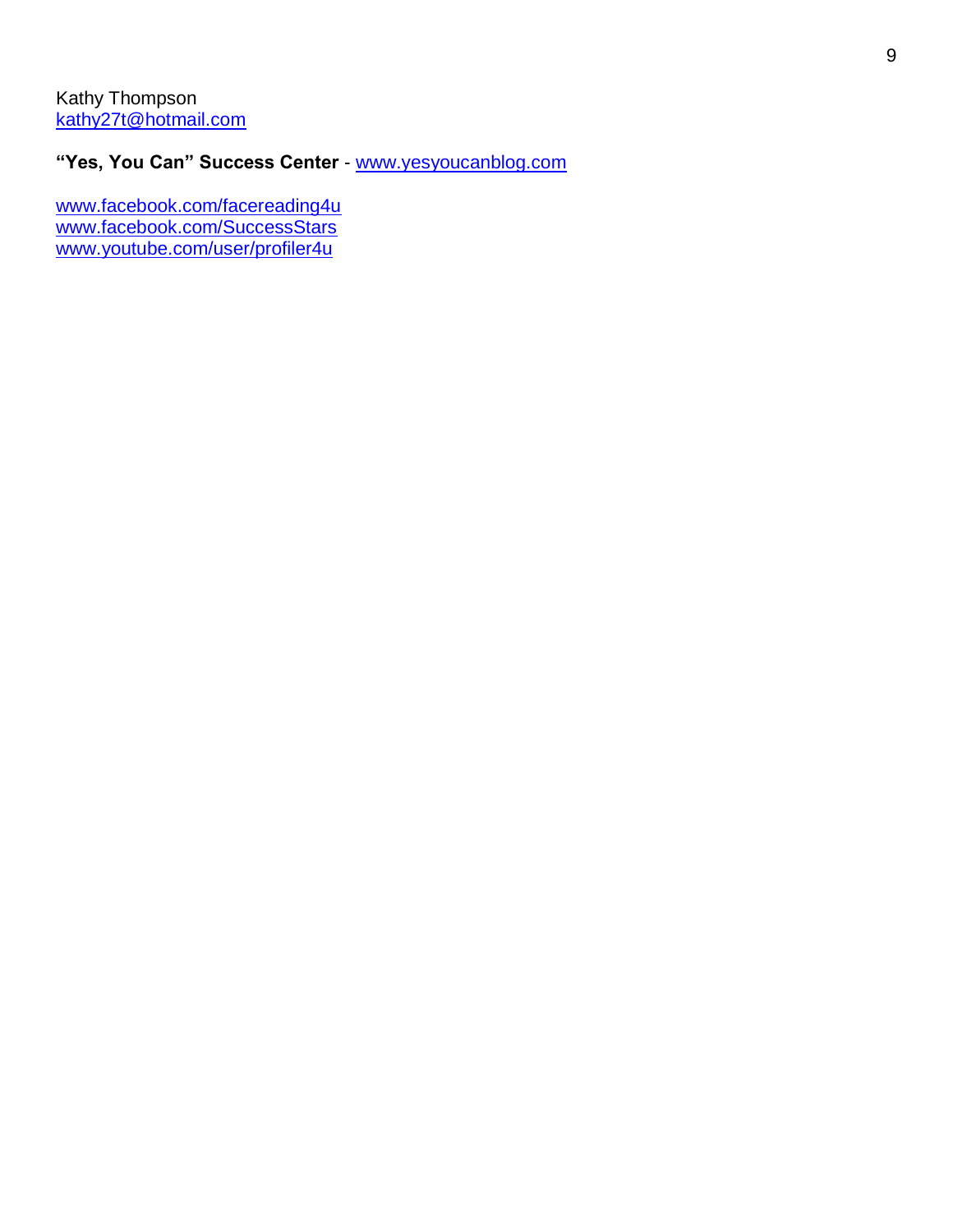Kathy Thompson
kathy27t@hotmail.com

**"Yes, You Can" Success Center** - www.yesyoucanblog.com

www.facebook.com/facereading4u
www.facebook.com/SuccessStars
www.youtube.com/user/profiler4u